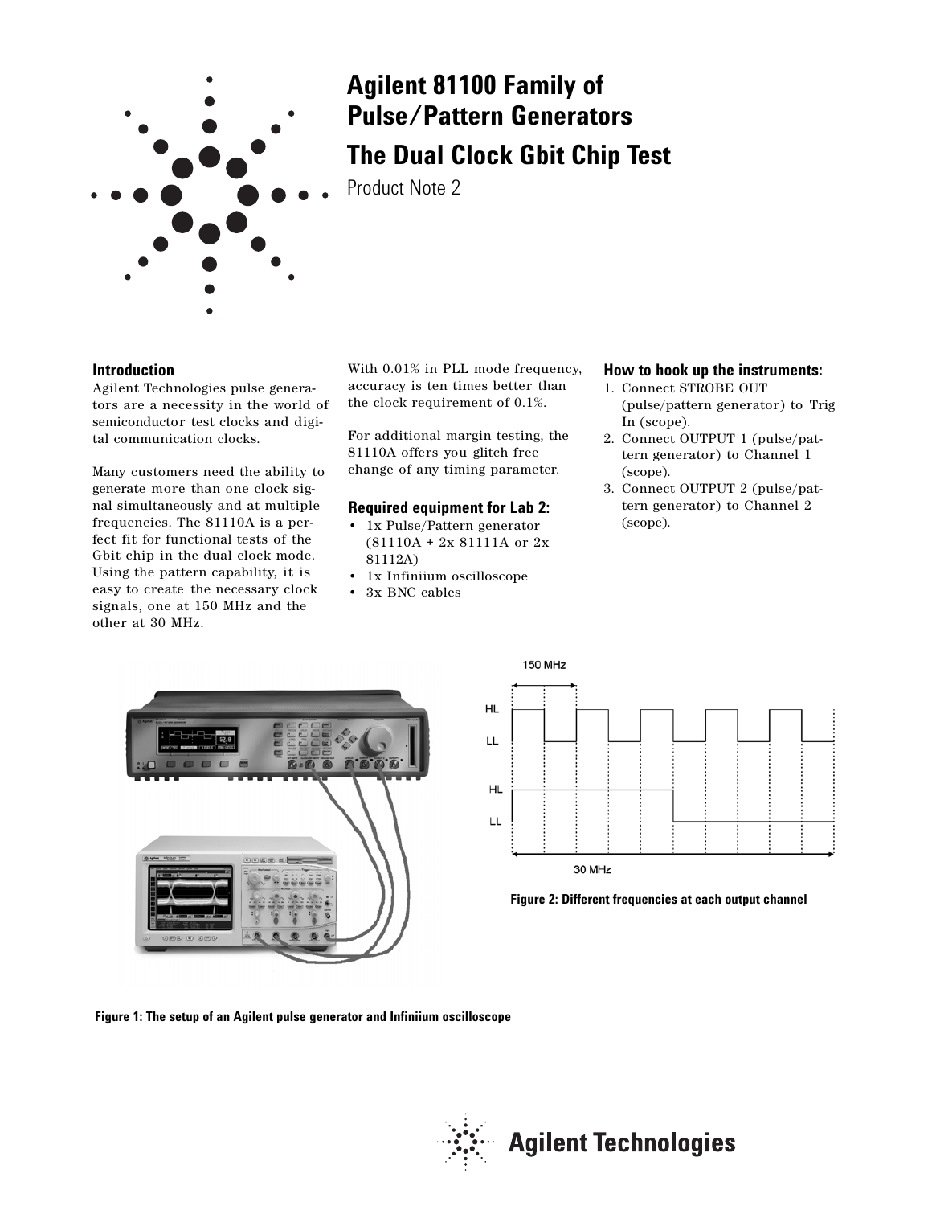# Agilent 81100 Family of Pulse/Pattern Generators

# The Dual Clock Gbit Chip Test

Product Note 2

## Introduction

Agilent Technologies pulse generators are a necessity in the world of semiconductor test clocks and digital communication clocks.

Many customers need the ability to generate more than one clock signal simultaneously and at multiple frequencies. The 81110A is a perfect fit for functional tests of the Gbit chip in the dual clock mode. Using the pattern capability, it is easy to create the necessary clock signals, one at 150 MHz and the other at 30 MHz.

With 0.01% in PLL mode frequency, accuracy is ten times better than the clock requirement of 0.1%.

For additional margin testing, the 81110A offers you glitch free change of any timing parameter.

## Required equipment for Lab 2:

- 1x Pulse/Pattern generator (81110A + 2x 81111A or 2x 81112A)
- 1x Infiniium oscilloscope
- 3x BNC cables

## How to hook up the instruments:

1. Connect STROBE OUT (pulse/pattern generator) to Trig In (scope).
2. Connect OUTPUT 1 (pulse/pattern generator) to Channel 1 (scope).
3. Connect OUTPUT 2 (pulse/pattern generator) to Channel 2 (scope).

Figure 1: The setup of an Agilent pulse generator and Infiniium oscilloscope

Figure 2: Different frequencies at each output channel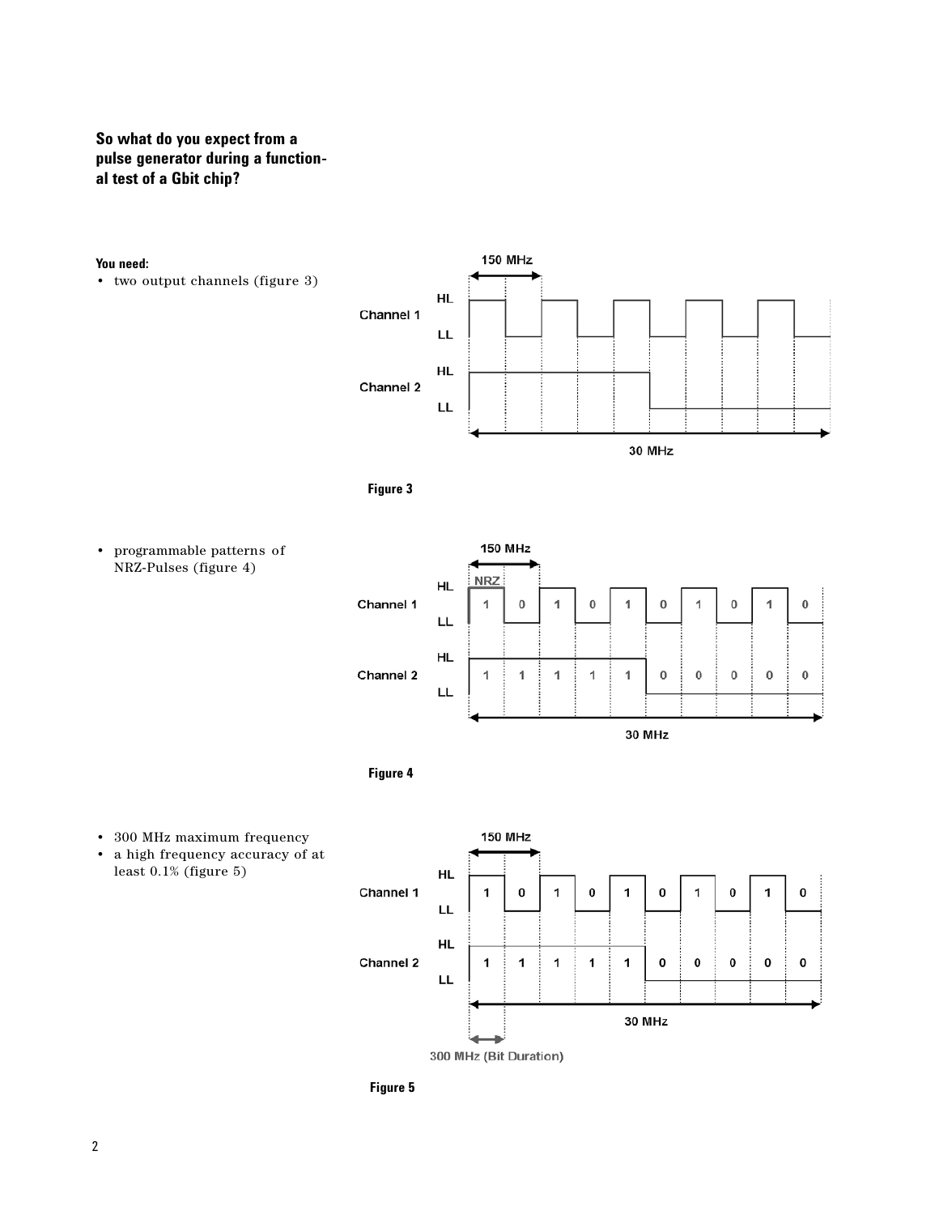### So what do you expect from a pulse generator during a functional test of a Gbit chip?

**You need:**

- two output channels (figure 3)

Figure 3

- programmable patterns of NRZ-Pulses (figure 4)

Figure 4

- 300 MHz maximum frequency
- a high frequency accuracy of at least 0.1% (figure 5)

Figure 5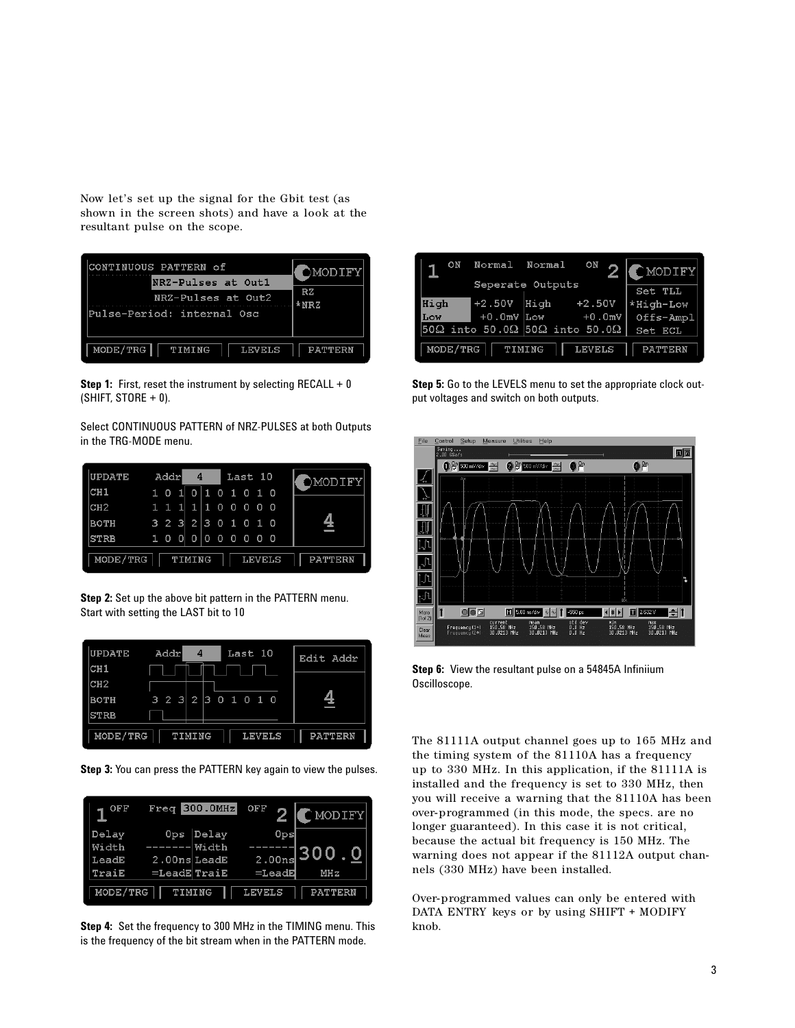Now let's set up the signal for the Gbit test (as shown in the screen shots) and have a look at the resultant pulse on the scope.

**Step 1:** First, reset the instrument by selecting RECALL + 0 (SHIFT, STORE + 0).

Select CONTINUOUS PATTERN of NRZ-PULSES at both Outputs in the TRG-MODE menu.

**Step 2:** Set up the above bit pattern in the PATTERN menu. Start with setting the LAST bit to 10

**Step 3:** You can press the PATTERN key again to view the pulses.

**Step 4:** Set the frequency to 300 MHz in the TIMING menu. This is the frequency of the bit stream when in the PATTERN mode.

**Step 5:** Go to the LEVELS menu to set the appropriate clock output voltages and switch on both outputs.

**Step 6:** View the resultant pulse on a 54845A Infiniium Oscilloscope.

The 81111A output channel goes up to 165 MHz and the timing system of the 81110A has a frequency up to 330 MHz. In this application, if the 81111A is installed and the frequency is set to 330 MHz, then you will receive a warning that the 81110A has been over-programmed (in this mode, the specs. are no longer guaranteed). In this case it is not critical, because the actual bit frequency is 150 MHz. The warning does not appear if the 81112A output channels (330 MHz) have been installed.

Over-programmed values can only be entered with DATA ENTRY keys or by using SHIFT + MODIFY knob.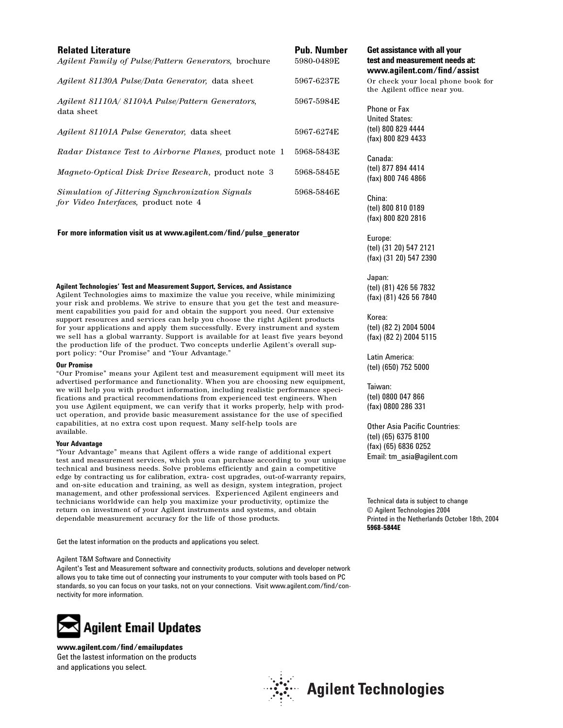## Related Literature

| Related Literature | Pub. Number |
|---|---|
| *Agilent Family of Pulse/Pattern Generators,* brochure | 5980-0489E |
| *Agilent 81130A Pulse/Data Generator,* data sheet | 5967-6237E |
| *Agilent 81110A/ 81104A Pulse/Pattern Generators,* data sheet | 5967-5984E |
| *Agilent 81101A Pulse Generator,* data sheet | 5967-6274E |
| *Radar Distance Test to Airborne Planes,* product note 1 | 5968-5843E |
| *Magneto-Optical Disk Drive Research,* product note 3 | 5968-5845E |
| *Simulation of Jittering Synchronization Signals for Video Interfaces,* product note 4 | 5968-5846E |

**For more information visit us at www.agilent.com/find/pulse_generator**

#### Agilent Technologies' Test and Measurement Support, Services, and Assistance

Agilent Technologies aims to maximize the value you receive, while minimizing your risk and problems. We strive to ensure that you get the test and measurement capabilities you paid for and obtain the support you need. Our extensive support resources and services can help you choose the right Agilent products for your applications and apply them successfully. Every instrument and system we sell has a global warranty. Support is available for at least five years beyond the production life of the product. Two concepts underlie Agilent's overall support policy: "Our Promise" and "Your Advantage."

#### Our Promise

"Our Promise" means your Agilent test and measurement equipment will meet its advertised performance and functionality. When you are choosing new equipment, we will help you with product information, including realistic performance specifications and practical recommendations from experienced test engineers. When you use Agilent equipment, we can verify that it works properly, help with product operation, and provide basic measurement assistance for the use of specified capabilities, at no extra cost upon request. Many self-help tools are available.

#### Your Advantage

"Your Advantage" means that Agilent offers a wide range of additional expert test and measurement services, which you can purchase according to your unique technical and business needs. Solve problems efficiently and gain a competitive edge by contracting us for calibration, extra- cost upgrades, out-of-warranty repairs, and on-site education and training, as well as design, system integration, project management, and other professional services. Experienced Agilent engineers and technicians worldwide can help you maximize your productivity, optimize the return on investment of your Agilent instruments and systems, and obtain dependable measurement accuracy for the life of those products.

Get the latest information on the products and applications you select.

Agilent T&M Software and Connectivity
Agilent's Test and Measurement software and connectivity products, solutions and developer network allows you to take time out of connecting your instruments to your computer with tools based on PC standards, so you can focus on your tasks, not on your connections. Visit www.agilent.com/find/connectivity for more information.

**Agilent Email Updates**

**www.agilent.com/find/emailupdates**
Get the lastest information on the products and applications you select.

**Get assistance with all your test and measurement needs at: www.agilent.com/find/assist**

Or check your local phone book for the Agilent office near you.

Phone or Fax

United States:
(tel) 800 829 4444
(fax) 800 829 4433

Canada:
(tel) 877 894 4414
(fax) 800 746 4866

China:
(tel) 800 810 0189
(fax) 800 820 2816

Europe:
(tel) (31 20) 547 2121
(fax) (31 20) 547 2390

Japan:
(tel) (81) 426 56 7832
(fax) (81) 426 56 7840

Korea:
(tel) (82 2) 2004 5004
(fax) (82 2) 2004 5115

Latin America:
(tel) (650) 752 5000

Taiwan:
(tel) 0800 047 866
(fax) 0800 286 331

Other Asia Pacific Countries:
(tel) (65) 6375 8100
(fax) (65) 6836 0252
Email: tm_asia@agilent.com

Technical data is subject to change
© Agilent Technologies 2004
Printed in the Netherlands October 18th, 2004
**5968-5844E**

Agilent Technologies